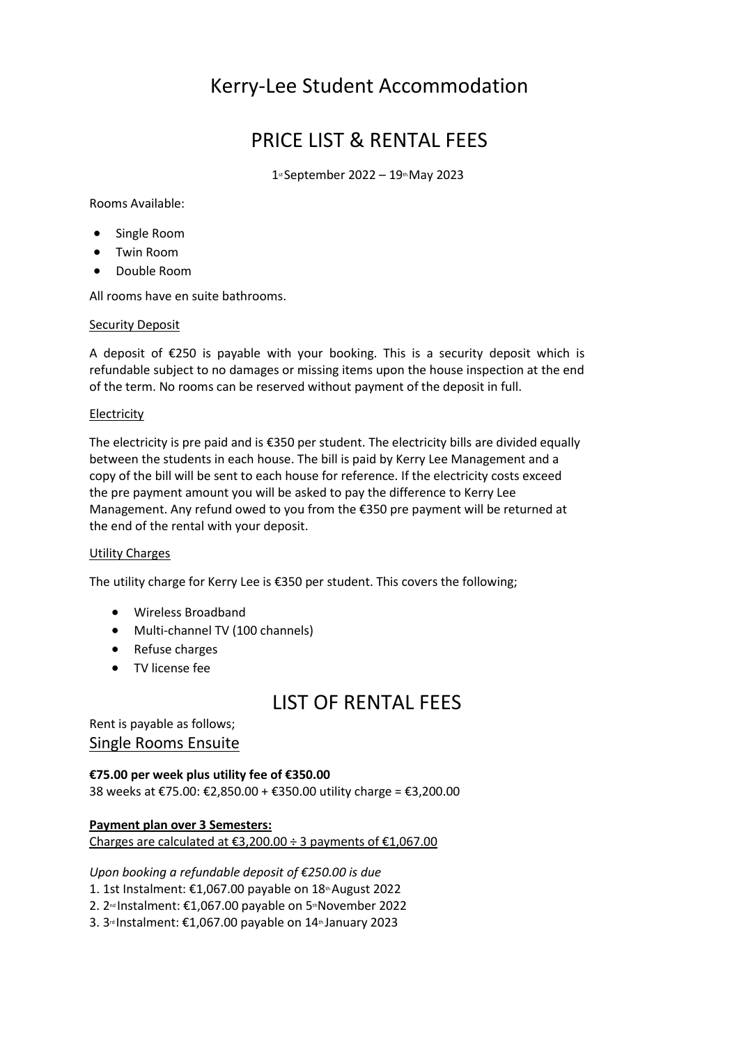# Kerry-Lee Student Accommodation

# PRICE LIST & RENTAL FEES

1st September 2022 – 19th May 2023

Rooms Available:

- Single Room
- Twin Room
- Double Room

All rooms have en suite bathrooms.

Security Deposit

A deposit of €250 is payable with your booking. This is a security deposit which is refundable subject to no damages or missing items upon the house inspection at the end of the term. No rooms can be reserved without payment of the deposit in full.

Electricity

The electricity is pre paid and is €350 per student. The electricity bills are divided equally between the students in each house. The bill is paid by Kerry Lee Management and a copy of the bill will be sent to each house for reference. If the electricity costs exceed the pre payment amount you will be asked to pay the difference to Kerry Lee Management. Any refund owed to you from the €350 pre payment will be returned at the end of the rental with your deposit.

Utility Charges

The utility charge for Kerry Lee is €350 per student. This covers the following;

- Wireless Broadband
- Multi-channel TV (100 channels)
- Refuse charges
- TV license fee

# LIST OF RENTAL FEES

Rent is payable as follows;

## Single Rooms Ensuite

**€75.00 per week plus utility fee of €350.00**

38 weeks at €75.00: €2,850.00 + €350.00 utility charge = €3,200.00

**Payment plan over 3 Semesters:**

Charges are calculated at €3,200.00 ÷ 3 payments of €1,067.00

*Upon booking a refundable deposit of €250.00 is due*

1. 1st Instalment: €1,067.00 payable on 18th August 2022
2. 2nd Instalment: €1,067.00 payable on 5th November 2022
3. 3rd Instalment: €1,067.00 payable on 14th January 2023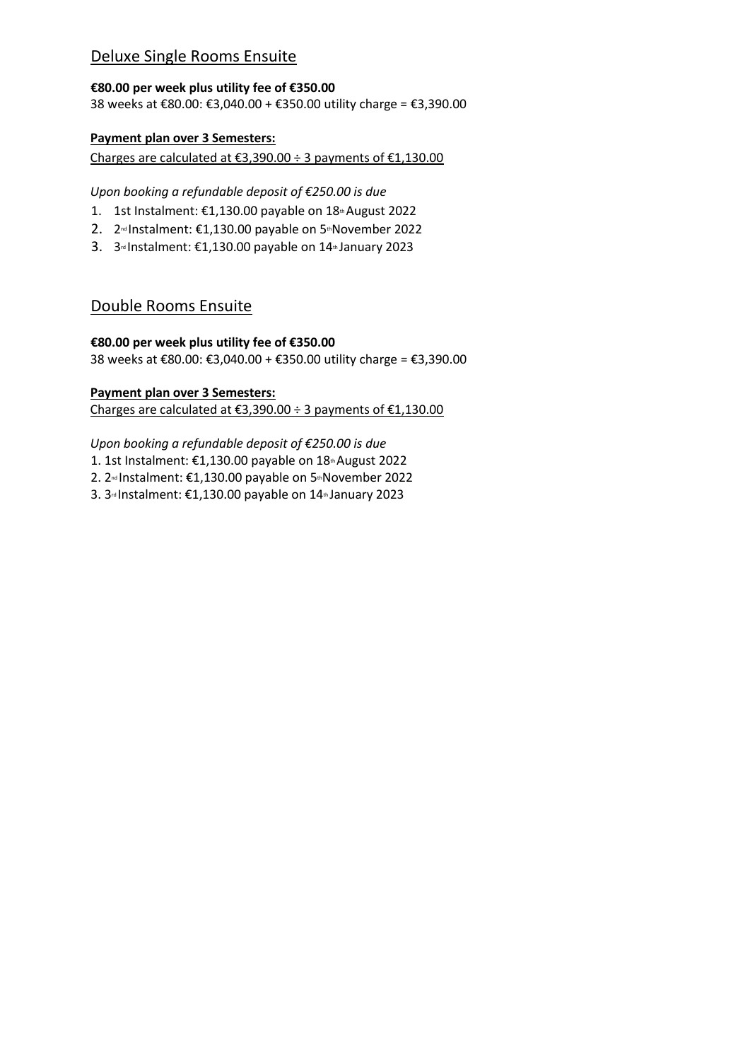## Deluxe Single Rooms Ensuite

**€80.00 per week plus utility fee of €350.00**

38 weeks at €80.00: €3,040.00 + €350.00 utility charge = €3,390.00

**Payment plan over 3 Semesters:**

Charges are calculated at €3,390.00 ÷ 3 payments of €1,130.00

*Upon booking a refundable deposit of €250.00 is due*

1. 1st Instalment: €1,130.00 payable on 18th August 2022
2. 2nd Instalment: €1,130.00 payable on 5th November 2022
3. 3rd Instalment: €1,130.00 payable on 14th January 2023

## Double Rooms Ensuite

**€80.00 per week plus utility fee of €350.00**

38 weeks at €80.00: €3,040.00 + €350.00 utility charge = €3,390.00

**Payment plan over 3 Semesters:**

Charges are calculated at €3,390.00 ÷ 3 payments of €1,130.00

*Upon booking a refundable deposit of €250.00 is due*

1. 1st Instalment: €1,130.00 payable on 18th August 2022
2. 2nd Instalment: €1,130.00 payable on 5th November 2022
3. 3rd Instalment: €1,130.00 payable on 14th January 2023